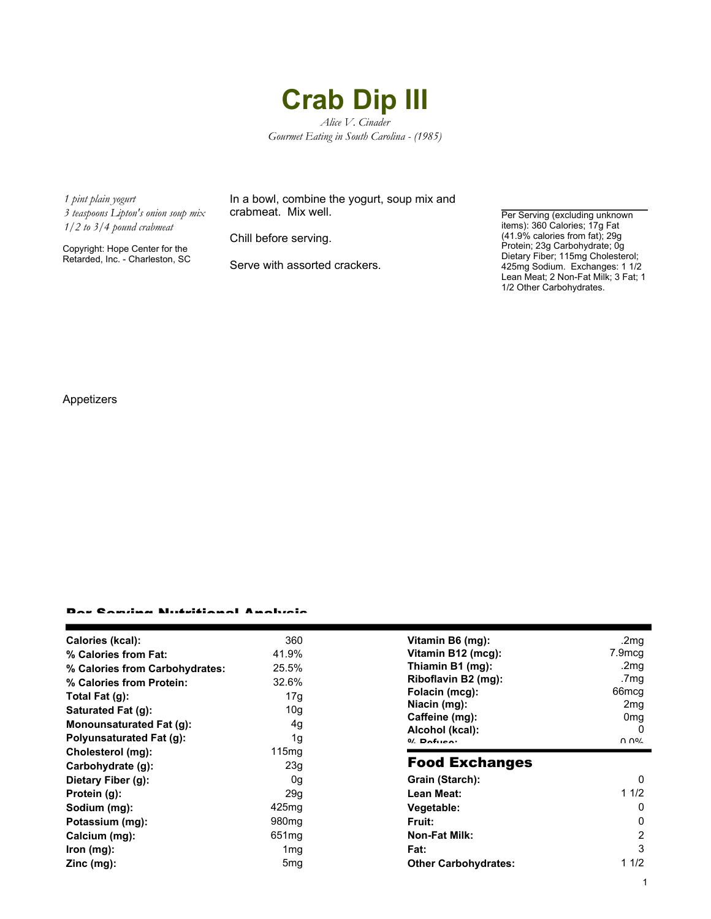# Crab Dip III

*Alice V. Cinader*
*Gourmet Eating in South Carolina - (1985)*

*1 pint plain yogurt*
*3 teaspoons Lipton's onion soup mix*
*1/2 to 3/4 pound crabmeat*

Copyright: Hope Center for the Retarded, Inc. - Charleston, SC

In a bowl, combine the yogurt, soup mix and crabmeat. Mix well.

Chill before serving.

Serve with assorted crackers.

Per Serving (excluding unknown items): 360 Calories; 17g Fat (41.9% calories from fat); 29g Protein; 23g Carbohydrate; 0g Dietary Fiber; 115mg Cholesterol; 425mg Sodium. Exchanges: 1 1/2 Lean Meat; 2 Non-Fat Milk; 3 Fat; 1 1/2 Other Carbohydrates.

Appetizers

## Per Serving Nutritional Analysis

| | |
|---|---|
| **Calories (kcal):** | 360 |
| **% Calories from Fat:** | 41.9% |
| **% Calories from Carbohydrates:** | 25.5% |
| **% Calories from Protein:** | 32.6% |
| **Total Fat (g):** | 17g |
| **Saturated Fat (g):** | 10g |
| **Monounsaturated Fat (g):** | 4g |
| **Polyunsaturated Fat (g):** | 1g |
| **Cholesterol (mg):** | 115mg |
| **Carbohydrate (g):** | 23g |
| **Dietary Fiber (g):** | 0g |
| **Protein (g):** | 29g |
| **Sodium (mg):** | 425mg |
| **Potassium (mg):** | 980mg |
| **Calcium (mg):** | 651mg |
| **Iron (mg):** | 1mg |
| **Zinc (mg):** | 5mg |
| **Vitamin B6 (mg):** | .2mg |
| **Vitamin B12 (mcg):** | 7.9mcg |
| **Thiamin B1 (mg):** | .2mg |
| **Riboflavin B2 (mg):** | .7mg |
| **Folacin (mcg):** | 66mcg |
| **Niacin (mg):** | 2mg |
| **Caffeine (mg):** | 0mg |
| **Alcohol (kcal):** | 0 |
| **% Refuse:** | 0.0% |

## Food Exchanges

| | |
|---|---|
| **Grain (Starch):** | 0 |
| **Lean Meat:** | 1 1/2 |
| **Vegetable:** | 0 |
| **Fruit:** | 0 |
| **Non-Fat Milk:** | 2 |
| **Fat:** | 3 |
| **Other Carbohydrates:** | 1 1/2 |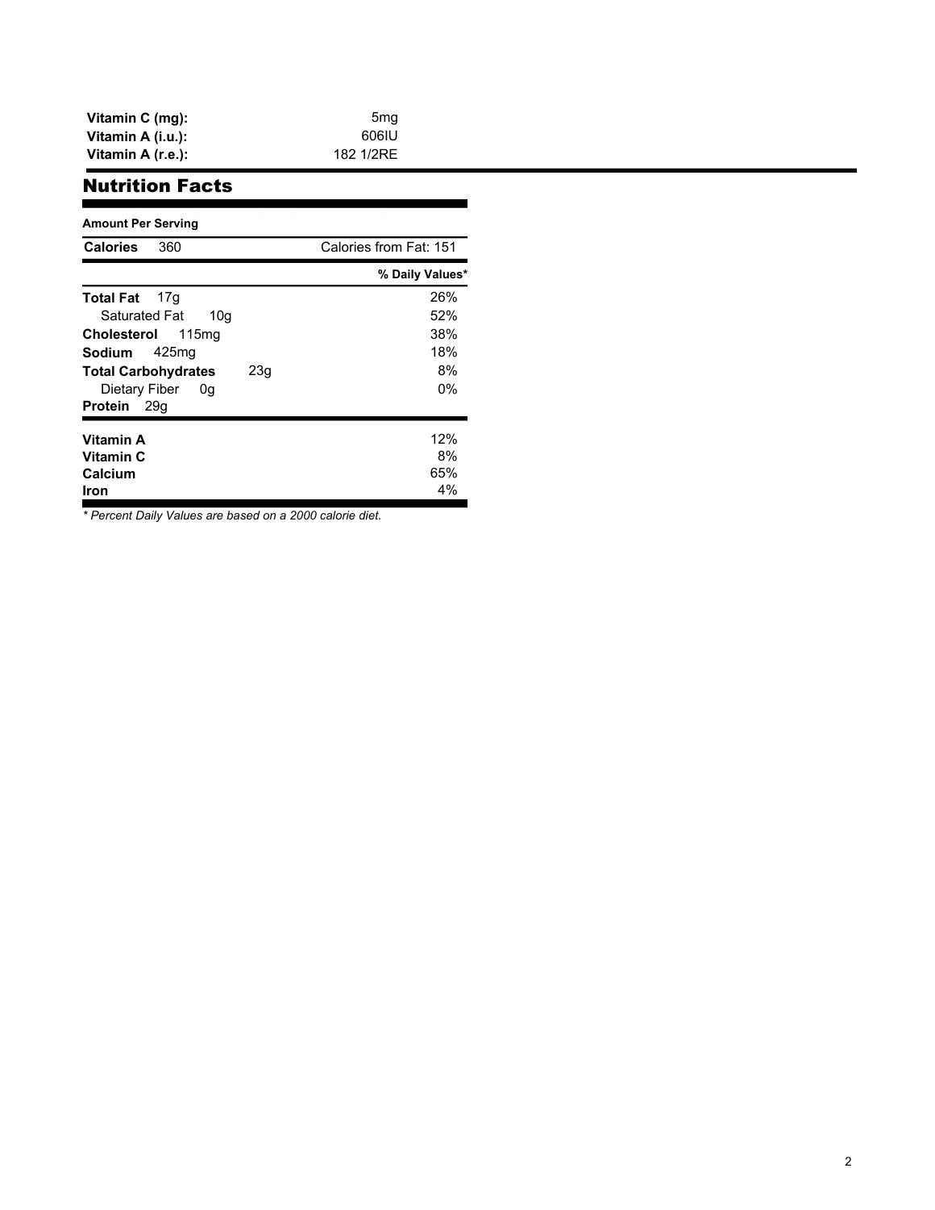| | |
|---|---|
| **Vitamin C (mg):** | 5mg |
| **Vitamin A (i.u.):** | 606IU |
| **Vitamin A (r.e.):** | 182 1/2RE |

## Nutrition Facts

**Amount Per Serving**

| | |
|---|---|
| **Calories** 360 | Calories from Fat: 151 |
| | **% Daily Values*** |
| **Total Fat** 17g | 26% |
| Saturated Fat 10g | 52% |
| **Cholesterol** 115mg | 38% |
| **Sodium** 425mg | 18% |
| **Total Carbohydrates** 23g | 8% |
| Dietary Fiber 0g | 0% |
| **Protein** 29g | |
| **Vitamin A** | 12% |
| **Vitamin C** | 8% |
| **Calcium** | 65% |
| **Iron** | 4% |

*\* Percent Daily Values are based on a 2000 calorie diet.*